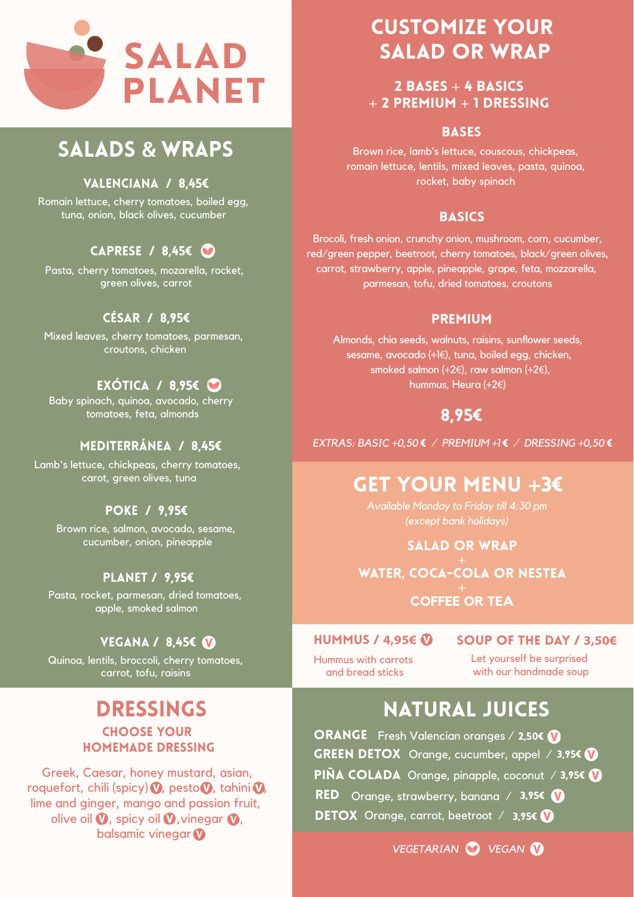# SALAD PLANET

## SALADS & WRAPS

### VALENCIANA / 8,45€

Romain lettuce, cherry tomatoes, boiled egg, tuna, onion, black olives, cucumber

### CAPRESE / 8,45€ (vegetarian)

Pasta, cherry tomatoes, mozarella, rocket, green olives, carrot

### CÉSAR / 8,95€

Mixed leaves, cherry tomatoes, parmesan, croutons, chicken

### EXÓTICA / 8,95€ (vegetarian)

Baby spinach, quinoa, avocado, cherry tomatoes, feta, almonds

### MEDITERRÁNEA / 8,45€

Lamb's lettuce, chickpeas, cherry tomatoes, carot, green olives, tuna

### POKE / 9,95€

Brown rice, salmon, avocado, sesame, cucumber, onion, pineapple

### PLANET / 9,95€

Pasta, rocket, parmesan, dried tomatoes, apple, smoked salmon

### VEGANA / 8,45€ (V)

Quinoa, lentils, broccoli, cherry tomatoes, carrot, tofu, raisins

## DRESSINGS

### CHOOSE YOUR HOMEMADE DRESSING

Greek, Caesar, honey mustard, asian, roquefort, chili (spicy) (V), pesto (V), tahini (V), lime and ginger, mango and passion fruit, olive oil (V), spicy oil (V), vinegar (V), balsamic vinegar (V)

## CUSTOMIZE YOUR SALAD OR WRAP

**2 BASES + 4 BASICS + 2 PREMIUM + 1 DRESSING**

### BASES

Brown rice, lamb's lettuce, couscous, chickpeas, romain lettuce, lentils, mixed leaves, pasta, quinoa, rocket, baby spinach

### BASICS

Brocoli, fresh onion, crunchy onion, mushroom, corn, cucumber, red/green pepper, beetroot, cherry tomatoes, black/green olives, carrot, strawberry, apple, pineapple, grape, feta, mozzarella, parmesan, tofu, dried tomatoes, croutons

### PREMIUM

Almonds, chia seeds, walnuts, raisins, sunflower seeds, sesame, avocado (+1€), tuna, boiled egg, chicken, smoked salmon (+2€), raw salmon (+2€), hummus, Heura (+2€)

### 8,95€

*EXTRAS: BASIC +0,50 € / PREMIUM +1 € / DRESSING +0,50 €*

## GET YOUR MENU +3€

*Available Monday to Friday till 4:30 pm (except bank holidays)*

**SALAD OR WRAP**
+
**WATER, COCA-COLA OR NESTEA**
+
**COFFEE OR TEA**

### HUMMUS / 4,95€ (V)

Hummus with carrots and bread sticks

### SOUP OF THE DAY / 3,50€

Let yourself be surprised with our handmade soup

## NATURAL JUICES

- **ORANGE** Fresh Valencian oranges / 2,50€ (V)
- **GREEN DETOX** Orange, cucumber, appel / 3,95€ (V)
- **PIÑA COLADA** Orange, pinapple, coconut / 3,95€ (V)
- **RED** Orange, strawberry, banana / 3,95€ (V)
- **DETOX** Orange, carrot, beetroot / 3,95€ (V)

*VEGETARIAN* (vegetarian) *VEGAN* (V)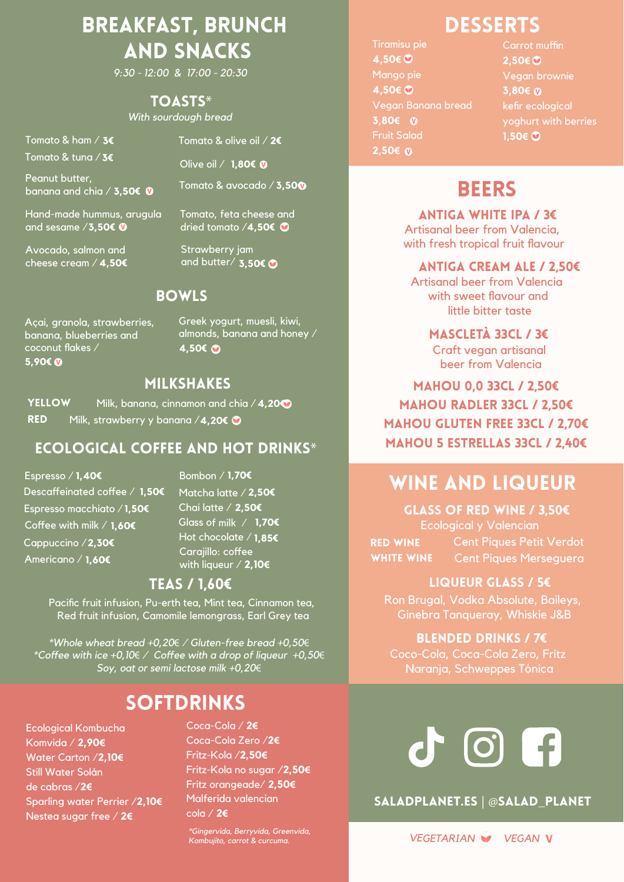# BREAKFAST, BRUNCH AND SNACKS

*9:30 - 12:00 & 17:00 - 20:30*

## TOASTS*

*With sourdough bread*

- Tomato & ham / **3€**
- Tomato & tuna / **3€**
- Peanut butter, banana and chia / **3,50€** V
- Hand-made hummus, arugula and sesame / **3,50€** V
- Avocado, salmon and cheese cream / **4,50€**
- Tomato & olive oil / **2€**
- Olive oil / **1,80€** V
- Tomato & avocado / **3,50** V
- Tomato, feta cheese and dried tomato / **4,50€** ♥
- Strawberry jam and butter/ **3,50€** ♥

## BOWLS

- Açai, granola, strawberries, banana, blueberries and coconut flakes / **5,90€** V
- Greek yogurt, muesli, kiwi, almonds, banana and honey / **4,50€** ♥

## MILKSHAKES

- **YELLOW** Milk, banana, cinnamon and chia / **4,20** ♥
- **RED** Milk, strawberry y banana / **4,20€** ♥

## ECOLOGICAL COFFEE AND HOT DRINKS*

- Espresso / **1,40€**
- Descaffeinated coffee / **1,50€**
- Espresso macchiato / **1,50€**
- Coffee with milk / **1,60€**
- Cappuccino / **2,30€**
- Americano / **1,60€**
- Bombon / **1,70€**
- Matcha latte / **2,50€**
- Chai latte / **2,50€**
- Glass of milk / **1,70€**
- Hot chocolate / **1,85€**
- Carajillo: coffee with liqueur / **2,10€**

## TEAS / 1,60€

Pacific fruit infusion, Pu-erth tea, Mint tea, Cinnamon tea, Red fruit infusion, Camomile lemongrass, Earl Grey tea

*\*Whole wheat bread +0,20€ / Gluten-free bread +0,50€*
*\*Coffee with ice +0,10€ / Coffee with a drop of liqueur +0,50€*
*Soy, oat or semi lactose milk +0,20€*

# SOFTDRINKS

- Ecological Kombucha Komvida / **2,90€**
- Water Carton / **2,10€**
- Still Water Solán de cabras / **2€**
- Sparling water Perrier / **2,10€**
- Nestea sugar free / **2€**
- Coca-Cola / **2€**
- Coca-Cola Zero / **2€**
- Fritz-Kola / **2,50€**
- Fritz-Kola no sugar / **2,50€**
- Fritz orangeade/ **2,50€**
- Malferida valencian cola / **2€**

*\*Gingervida, Berryvida, Greenvida, Kombujito, carrot & curcuma.*

# DESSERTS

- Tiramisu pie **4,50€** ♥
- Mango pie **4,50€** ♥
- Vegan Banana bread **3,80€** V
- Fruit Salad **2,50€** V
- Carrot muffin **2,50€** ♥
- Vegan brownie **3,80€** V
- kefir ecological yoghurt with berries **1,50€** ♥

# BEERS

**ANTIGA WHITE IPA / 3€**
Artisanal beer from Valencia, with fresh tropical fruit flavour

**ANTIGA CREAM ALE / 2,50€**
Artisanal beer from Valencia with sweet flavour and little bitter taste

**MASCLETÀ 33CL / 3€**
Craft vegan artisanal beer from Valencia

**MAHOU 0,0 33CL / 2,50€**
**MAHOU RADLER 33CL / 2,50€**
**MAHOU GLUTEN FREE 33CL / 2,70€**
**MAHOU 5 ESTRELLAS 33CL / 2,40€**

# WINE AND LIQUEUR

**GLASS OF RED WINE / 3,50€**
Ecological y Valencian

- **RED WINE** Cent Piques Petit Verdot
- **WHITE WINE** Cent Piques Merseguera

**LIQUEUR GLASS / 5€**
Ron Brugal, Vodka Absolute, Baileys, Ginebra Tanqueray, Whiskie J&B

**BLENDED DRINKS / 7€**
Coco-Cola, Coca-Cola Zero, Fritz Naranja, Schweppes Tónica

**SALADPLANET.ES** | **@SALAD_PLANET**

*VEGETARIAN* ♥ *VEGAN* V